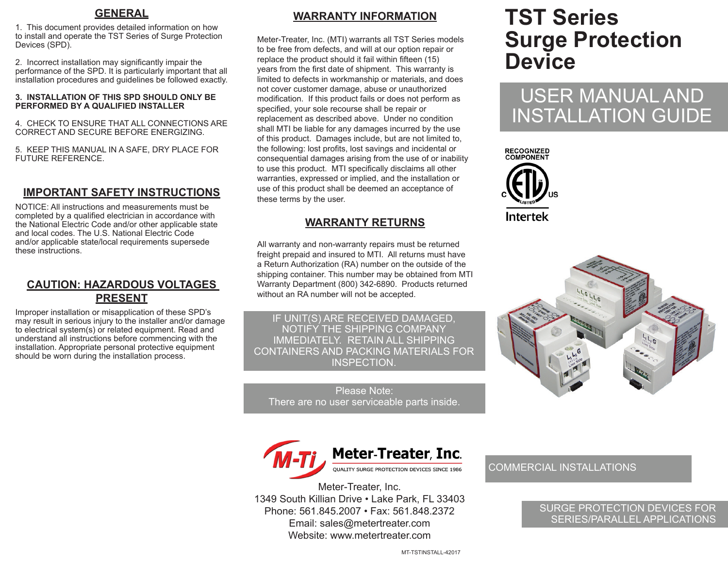## GENERAL

1. This document provides detailed information on how to install and operate the TST Series of Surge Protection Devices (SPD).

2. Incorrect installation may significantly impair the performance of the SPD. It is particularly important that all installation procedures and guidelines be followed exactly.

**3. INSTALLATION OF THIS SPD SHOULD ONLY BE PERFORMED BY A QUALIFIED INSTALLER**

4. CHECK TO ENSURE THAT ALL CONNECTIONS ARE CORRECT AND SECURE BEFORE ENERGIZING.

5. KEEP THIS MANUAL IN A SAFE, DRY PLACE FOR FUTURE REFERENCE.

## IMPORTANT SAFETY INSTRUCTIONS

NOTICE: All instructions and measurements must be completed by a qualified electrician in accordance with the National Electric Code and/or other applicable state and local codes. The U.S. National Electric Code and/or applicable state/local requirements supersede these instructions.

## CAUTION: HAZARDOUS VOLTAGES PRESENT

Improper installation or misapplication of these SPD's may result in serious injury to the installer and/or damage to electrical system(s) or related equipment. Read and understand all instructions before commencing with the installation. Appropriate personal protective equipment should be worn during the installation process.

## WARRANTY INFORMATION

Meter-Treater, Inc. (MTI) warrants all TST Series models to be free from defects, and will at our option repair or replace the product should it fail within fifteen (15) years from the first date of shipment. This warranty is limited to defects in workmanship or materials, and does not cover customer damage, abuse or unauthorized modification. If this product fails or does not perform as specified, your sole recourse shall be repair or replacement as described above. Under no condition shall MTI be liable for any damages incurred by the use of this product. Damages include, but are not limited to, the following: lost profits, lost savings and incidental or consequential damages arising from the use of or inability to use this product. MTI specifically disclaims all other warranties, expressed or implied, and the installation or use of this product shall be deemed an acceptance of these terms by the user.

## WARRANTY RETURNS

All warranty and non-warranty repairs must be returned freight prepaid and insured to MTI. All returns must have a Return Authorization (RA) number on the outside of the shipping container. This number may be obtained from MTI Warranty Department (800) 342-6890. Products returned without an RA number will not be accepted.

IF UNIT(S) ARE RECEIVED DAMAGED, NOTIFY THE SHIPPING COMPANY IMMEDIATELY. RETAIN ALL SHIPPING CONTAINERS AND PACKING MATERIALS FOR INSPECTION.

Please Note:
There are no user serviceable parts inside.

**Meter-Treater, Inc.**
QUALITY SURGE PROTECTION DEVICES SINCE 1986

Meter-Treater, Inc.
1349 South Killian Drive • Lake Park, FL 33403
Phone: 561.845.2007 • Fax: 561.848.2372
Email: sales@metertreater.com
Website: www.metertreater.com

MT-TSTINSTALL-42017

# TST Series Surge Protection Device

## USER MANUAL AND INSTALLATION GUIDE

RECOGNIZED COMPONENT
Intertek

COMMERCIAL INSTALLATIONS

SURGE PROTECTION DEVICES FOR SERIES/PARALLEL APPLICATIONS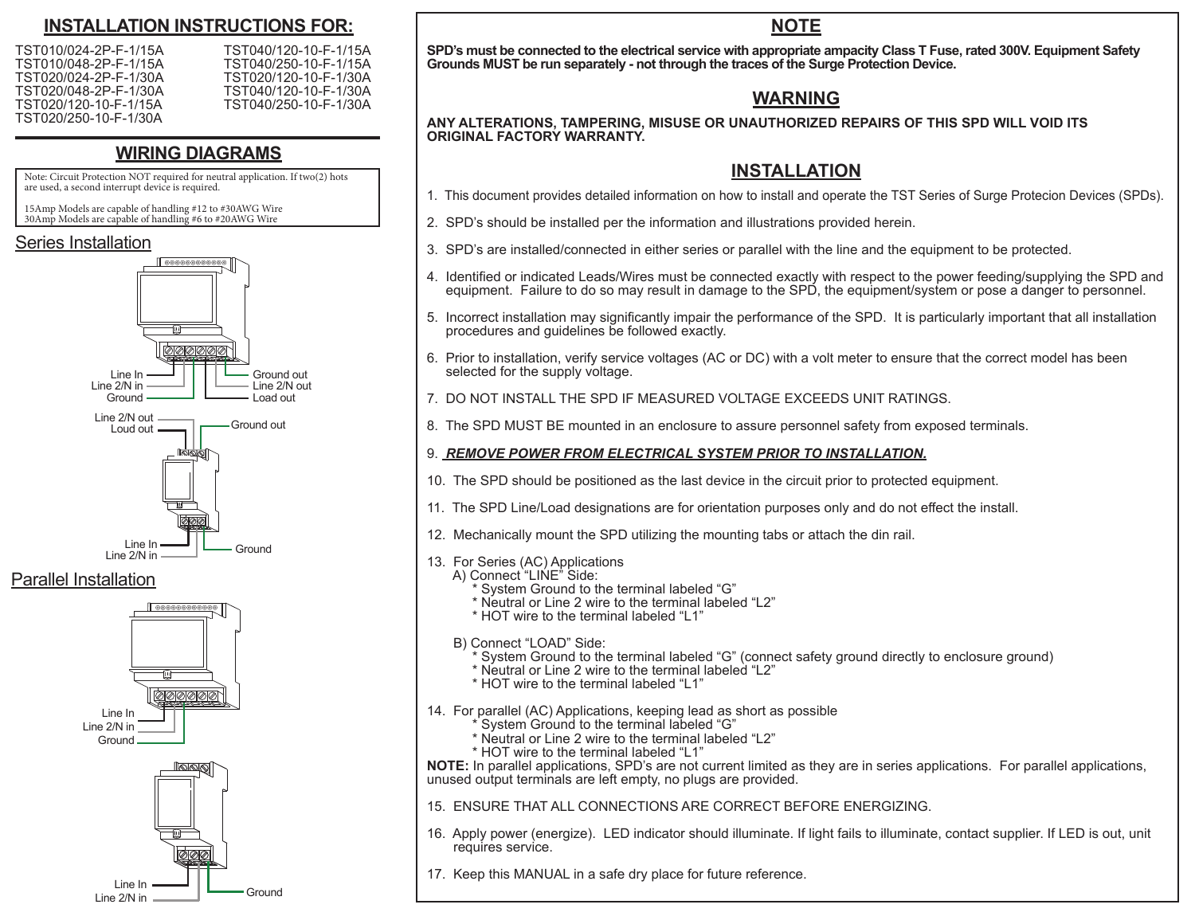## INSTALLATION INSTRUCTIONS FOR:

TST010/024-2P-F-1/15A
TST010/048-2P-F-1/15A
TST020/024-2P-F-1/30A
TST020/048-2P-F-1/30A
TST020/120-10-F-1/15A
TST020/250-10-F-1/30A
TST040/120-10-F-1/15A
TST040/250-10-F-1/15A
TST020/120-10-F-1/30A
TST040/120-10-F-1/30A
TST040/250-10-F-1/30A

## WIRING DIAGRAMS

Note: Circuit Protection NOT required for neutral application. If two(2) hots are used, a second interrupt device is required.

15Amp Models are capable of handling #12 to #30AWG Wire
30Amp Models are capable of handling #6 to #20AWG Wire

### Series Installation

Line In
Line 2/N in
Ground
Ground out
Line 2/N out
Load out

Line 2/N out
Loud out
Ground out

Line In
Line 2/N in
Ground

### Parallel Installation

Line In
Line 2/N in
Ground

Line In
Line 2/N in
Ground

## NOTE

**SPD's must be connected to the electrical service with appropriate ampacity Class T Fuse, rated 300V. Equipment Safety Grounds MUST be run separately - not through the traces of the Surge Protection Device.**

## WARNING

**ANY ALTERATIONS, TAMPERING, MISUSE OR UNAUTHORIZED REPAIRS OF THIS SPD WILL VOID ITS ORIGINAL FACTORY WARRANTY.**

## INSTALLATION

1. This document provides detailed information on how to install and operate the TST Series of Surge Protecion Devices (SPDs).
2. SPD's should be installed per the information and illustrations provided herein.
3. SPD's are installed/connected in either series or parallel with the line and the equipment to be protected.
4. Identified or indicated Leads/Wires must be connected exactly with respect to the power feeding/supplying the SPD and equipment. Failure to do so may result in damage to the SPD, the equipment/system or pose a danger to personnel.
5. Incorrect installation may significantly impair the performance of the SPD. It is particularly important that all installation procedures and guidelines be followed exactly.
6. Prior to installation, verify service voltages (AC or DC) with a volt meter to ensure that the correct model has been selected for the supply voltage.
7. DO NOT INSTALL THE SPD IF MEASURED VOLTAGE EXCEEDS UNIT RATINGS.
8. The SPD MUST BE mounted in an enclosure to assure personnel safety from exposed terminals.
9. ***REMOVE POWER FROM ELECTRICAL SYSTEM PRIOR TO INSTALLATION.***
10. The SPD should be positioned as the last device in the circuit prior to protected equipment.
11. The SPD Line/Load designations are for orientation purposes only and do not effect the install.
12. Mechanically mount the SPD utilizing the mounting tabs or attach the din rail.
13. For Series (AC) Applications
    A) Connect "LINE" Side:
       * System Ground to the terminal labeled "G"
       * Neutral or Line 2 wire to the terminal labeled "L2"
       * HOT wire to the terminal labeled "L1"

    B) Connect "LOAD" Side:
       * System Ground to the terminal labeled "G" (connect safety ground directly to enclosure ground)
       * Neutral or Line 2 wire to the terminal labeled "L2"
       * HOT wire to the terminal labeled "L1"
14. For parallel (AC) Applications, keeping lead as short as possible
       * System Ground to the terminal labeled "G"
       * Neutral or Line 2 wire to the terminal labeled "L2"
       * HOT wire to the terminal labeled "L1"

**NOTE:** In parallel applications, SPD's are not current limited as they are in series applications. For parallel applications, unused output terminals are left empty, no plugs are provided.

15. ENSURE THAT ALL CONNECTIONS ARE CORRECT BEFORE ENERGIZING.
16. Apply power (energize). LED indicator should illuminate. If light fails to illuminate, contact supplier. If LED is out, unit requires service.
17. Keep this MANUAL in a safe dry place for future reference.